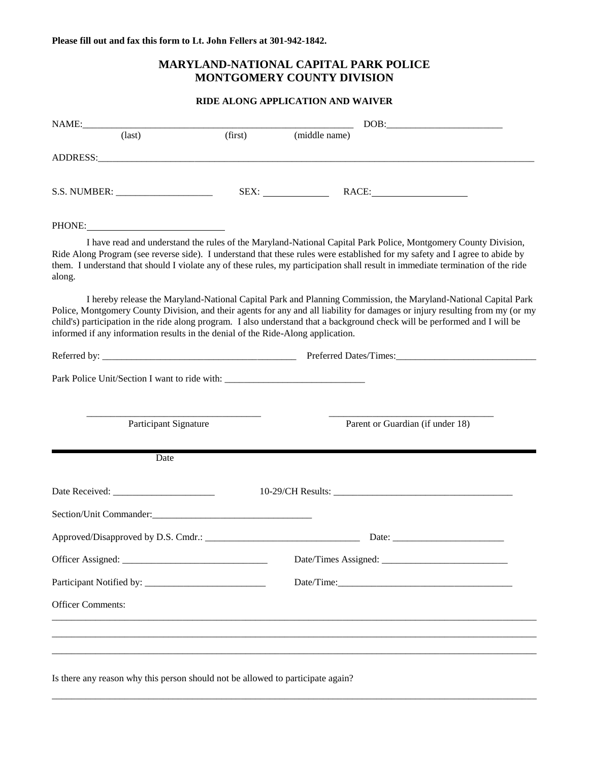**Please fill out and fax this form to Lt. John Fellers at 301-942-1842.**

# MARYLAND-NATIONAL CAPITAL PARK POLICE
# MONTGOMERY COUNTY DIVISION

### RIDE ALONG APPLICATION AND WAIVER

NAME:_______________________________________________________ DOB:________________________
(last) (first) (middle name)

ADDRESS:_____________________________________________________________________________________________

S.S. NUMBER: ____________________ SEX: ______________ RACE:____________________

PHONE:____________________________

I have read and understand the rules of the Maryland-National Capital Park Police, Montgomery County Division, Ride Along Program (see reverse side). I understand that these rules were established for my safety and I agree to abide by them. I understand that should I violate any of these rules, my participation shall result in immediate termination of the ride along.

I hereby release the Maryland-National Capital Park and Planning Commission, the Maryland-National Capital Park Police, Montgomery County Division, and their agents for any and all liability for damages or injury resulting from my (or my child's) participation in the ride along program. I also understand that a background check will be performed and I will be informed if any information results in the denial of the Ride-Along application.

Referred by: ________________________________________ Preferred Dates/Times:_____________________________

Park Police Unit/Section I want to ride with: _____________________________

___________________________________ ___________________________________
Participant Signature Parent or Guardian (if under 18)

Date

---

Date Received: _____________________ 10-29/CH Results: _____________________________________

Section/Unit Commander:_________________________________

Approved/Disapproved by D.S. Cmdr.: ________________________________ Date: _______________________

Officer Assigned: ______________________________ Date/Times Assigned: __________________________

Participant Notified by: _________________________ Date/Time:____________________________________

Officer Comments:

_____________________________________________________________________________________________

_____________________________________________________________________________________________

_____________________________________________________________________________________________

Is there any reason why this person should not be allowed to participate again?

_____________________________________________________________________________________________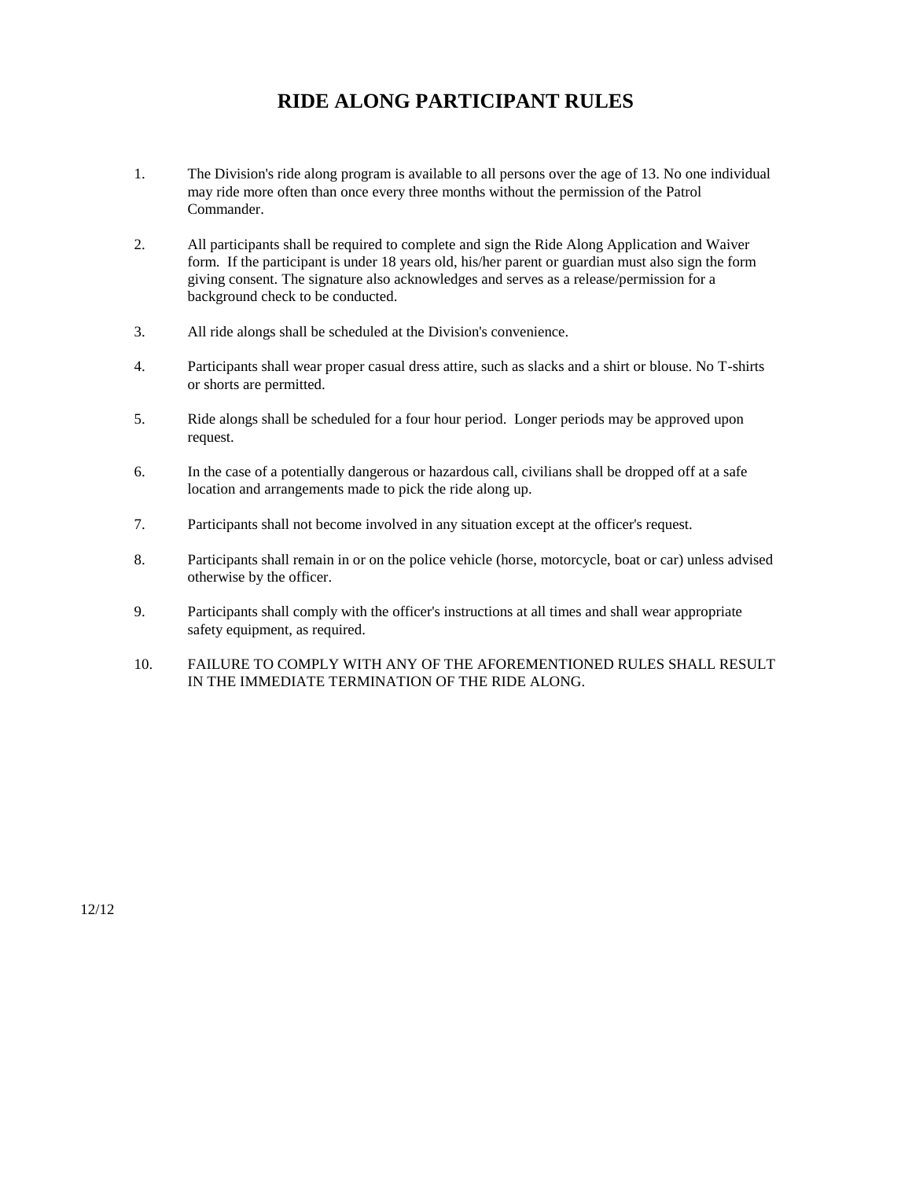# RIDE ALONG PARTICIPANT RULES

1. The Division's ride along program is available to all persons over the age of 13. No one individual may ride more often than once every three months without the permission of the Patrol Commander.

2. All participants shall be required to complete and sign the Ride Along Application and Waiver form. If the participant is under 18 years old, his/her parent or guardian must also sign the form giving consent. The signature also acknowledges and serves as a release/permission for a background check to be conducted.

3. All ride alongs shall be scheduled at the Division's convenience.

4. Participants shall wear proper casual dress attire, such as slacks and a shirt or blouse. No T-shirts or shorts are permitted.

5. Ride alongs shall be scheduled for a four hour period. Longer periods may be approved upon request.

6. In the case of a potentially dangerous or hazardous call, civilians shall be dropped off at a safe location and arrangements made to pick the ride along up.

7. Participants shall not become involved in any situation except at the officer's request.

8. Participants shall remain in or on the police vehicle (horse, motorcycle, boat or car) unless advised otherwise by the officer.

9. Participants shall comply with the officer's instructions at all times and shall wear appropriate safety equipment, as required.

10. FAILURE TO COMPLY WITH ANY OF THE AFOREMENTIONED RULES SHALL RESULT IN THE IMMEDIATE TERMINATION OF THE RIDE ALONG.

12/12